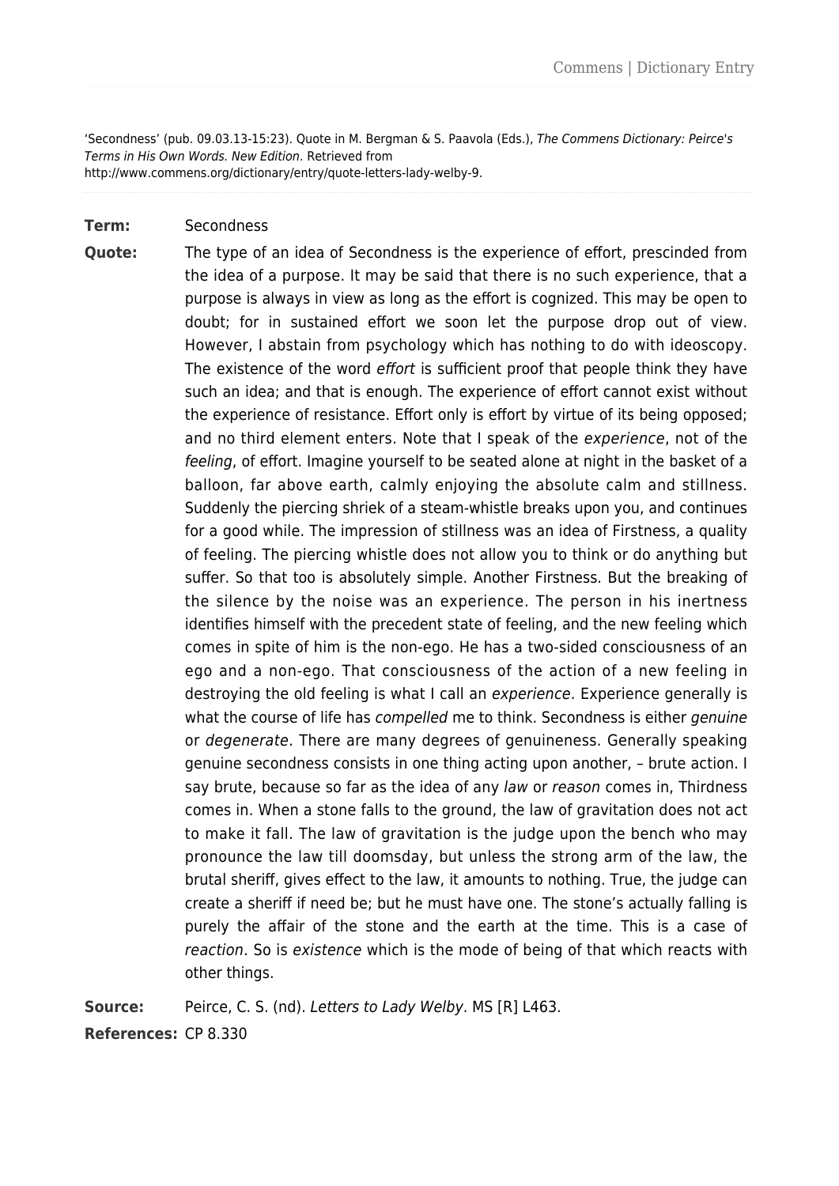'Secondness' (pub. 09.03.13-15:23). Quote in M. Bergman & S. Paavola (Eds.), *The Commens Dictionary: Peirce's Terms in His Own Words. New Edition*. Retrieved from http://www.commens.org/dictionary/entry/quote-letters-lady-welby-9.

**Term:** Secondness

**Quote:** The type of an idea of Secondness is the experience of effort, prescinded from the idea of a purpose. It may be said that there is no such experience, that a purpose is always in view as long as the effort is cognized. This may be open to doubt; for in sustained effort we soon let the purpose drop out of view. However, I abstain from psychology which has nothing to do with ideoscopy. The existence of the word *effort* is sufficient proof that people think they have such an idea; and that is enough. The experience of effort cannot exist without the experience of resistance. Effort only is effort by virtue of its being opposed; and no third element enters. Note that I speak of the *experience*, not of the *feeling*, of effort. Imagine yourself to be seated alone at night in the basket of a balloon, far above earth, calmly enjoying the absolute calm and stillness. Suddenly the piercing shriek of a steam-whistle breaks upon you, and continues for a good while. The impression of stillness was an idea of Firstness, a quality of feeling. The piercing whistle does not allow you to think or do anything but suffer. So that too is absolutely simple. Another Firstness. But the breaking of the silence by the noise was an experience. The person in his inertness identifies himself with the precedent state of feeling, and the new feeling which comes in spite of him is the non-ego. He has a two-sided consciousness of an ego and a non-ego. That consciousness of the action of a new feeling in destroying the old feeling is what I call an *experience*. Experience generally is what the course of life has *compelled* me to think. Secondness is either *genuine* or *degenerate*. There are many degrees of genuineness. Generally speaking genuine secondness consists in one thing acting upon another, – brute action. I say brute, because so far as the idea of any *law* or *reason* comes in, Thirdness comes in. When a stone falls to the ground, the law of gravitation does not act to make it fall. The law of gravitation is the judge upon the bench who may pronounce the law till doomsday, but unless the strong arm of the law, the brutal sheriff, gives effect to the law, it amounts to nothing. True, the judge can create a sheriff if need be; but he must have one. The stone's actually falling is purely the affair of the stone and the earth at the time. This is a case of *reaction*. So is *existence* which is the mode of being of that which reacts with other things.

**Source:** Peirce, C. S. (nd). *Letters to Lady Welby*. MS [R] L463.

**References:** CP 8.330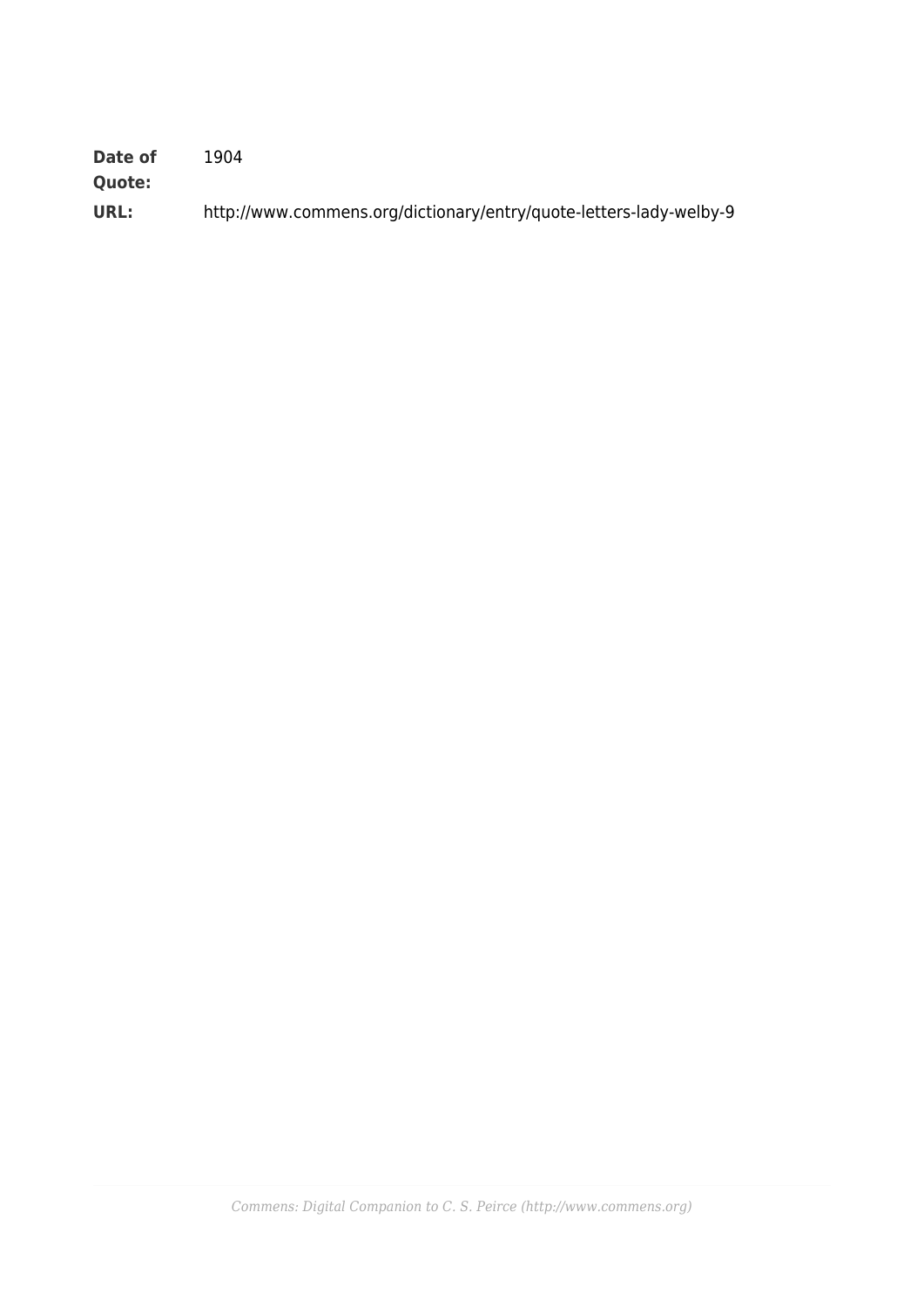**Date of Quote:** 1904

**URL:** http://www.commens.org/dictionary/entry/quote-letters-lady-welby-9